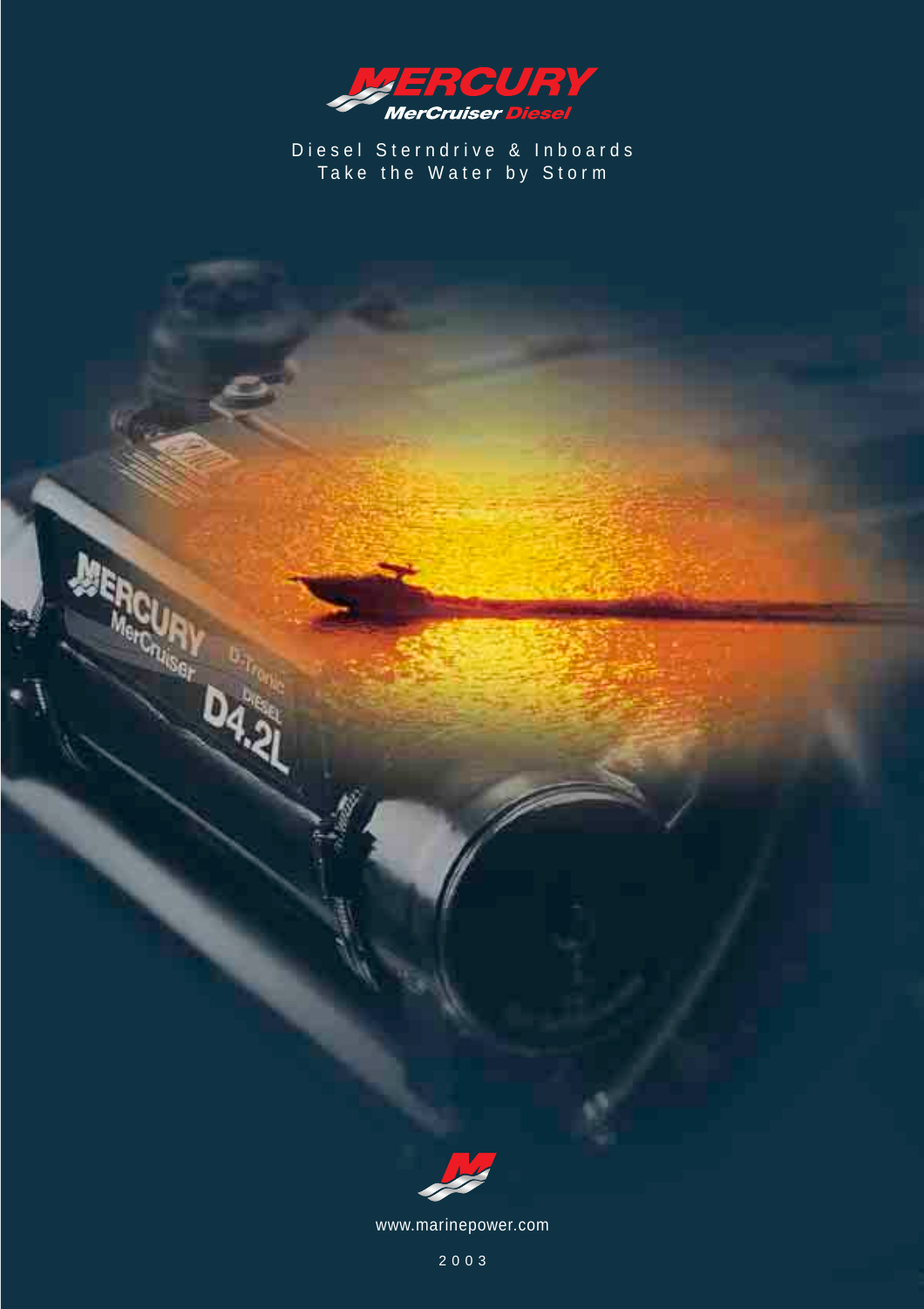# MERCURY MerCruiser Diesel

Diesel Sterndrive & Inboards
Take the Water by Storm

www.marinepower.com

2003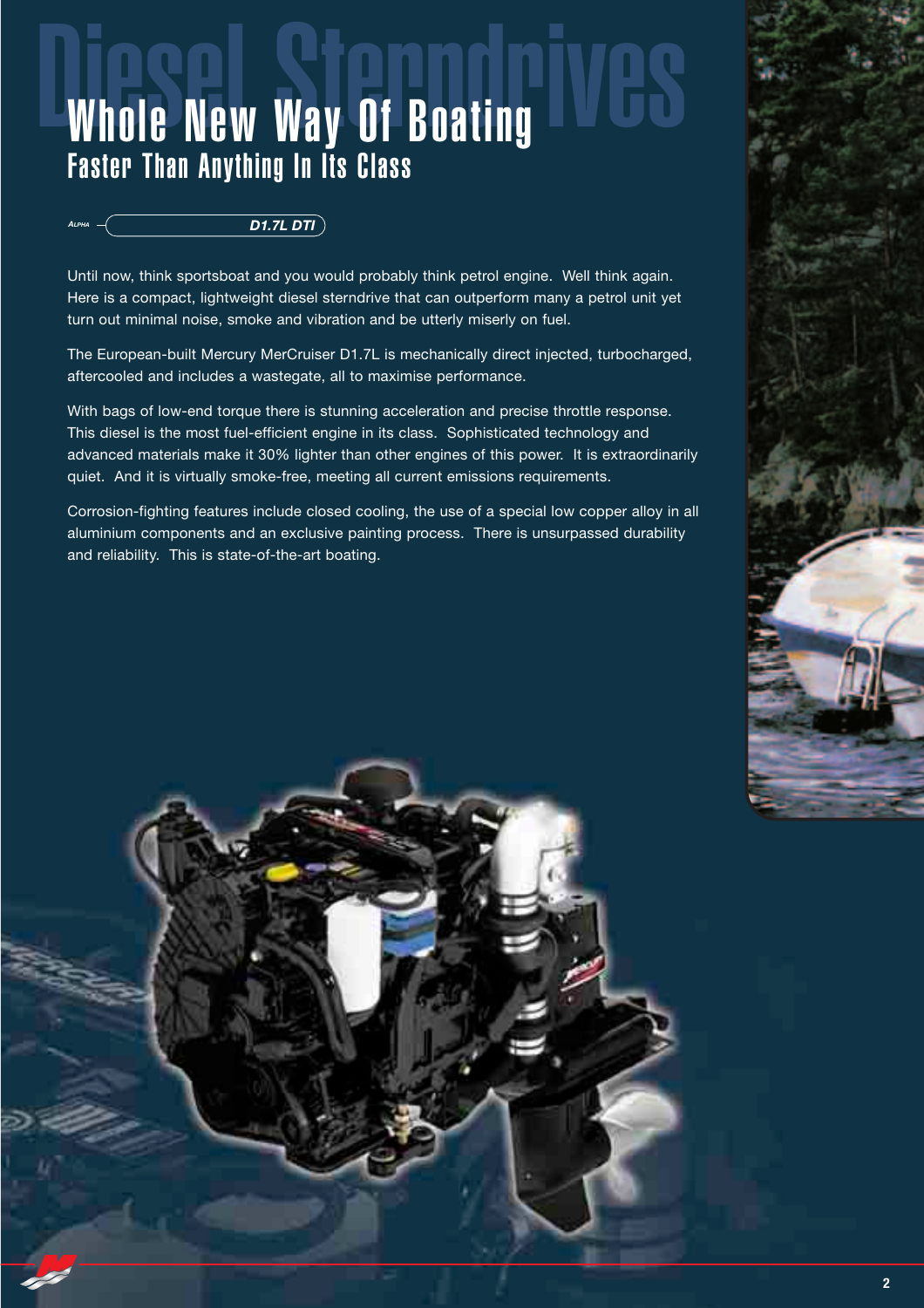# Diesel Sterndrives

## Whole New Way Of Boating

### Faster Than Anything In Its Class

ALPHA — ***D1.7L DTI***

Until now, think sportsboat and you would probably think petrol engine. Well think again. Here is a compact, lightweight diesel sterndrive that can outperform many a petrol unit yet turn out minimal noise, smoke and vibration and be utterly miserly on fuel.

The European-built Mercury MerCruiser D1.7L is mechanically direct injected, turbocharged, aftercooled and includes a wastegate, all to maximise performance.

With bags of low-end torque there is stunning acceleration and precise throttle response. This diesel is the most fuel-efficient engine in its class. Sophisticated technology and advanced materials make it 30% lighter than other engines of this power. It is extraordinarily quiet. And it is virtually smoke-free, meeting all current emissions requirements.

Corrosion-fighting features include closed cooling, the use of a special low copper alloy in all aluminium components and an exclusive painting process. There is unsurpassed durability and reliability. This is state-of-the-art boating.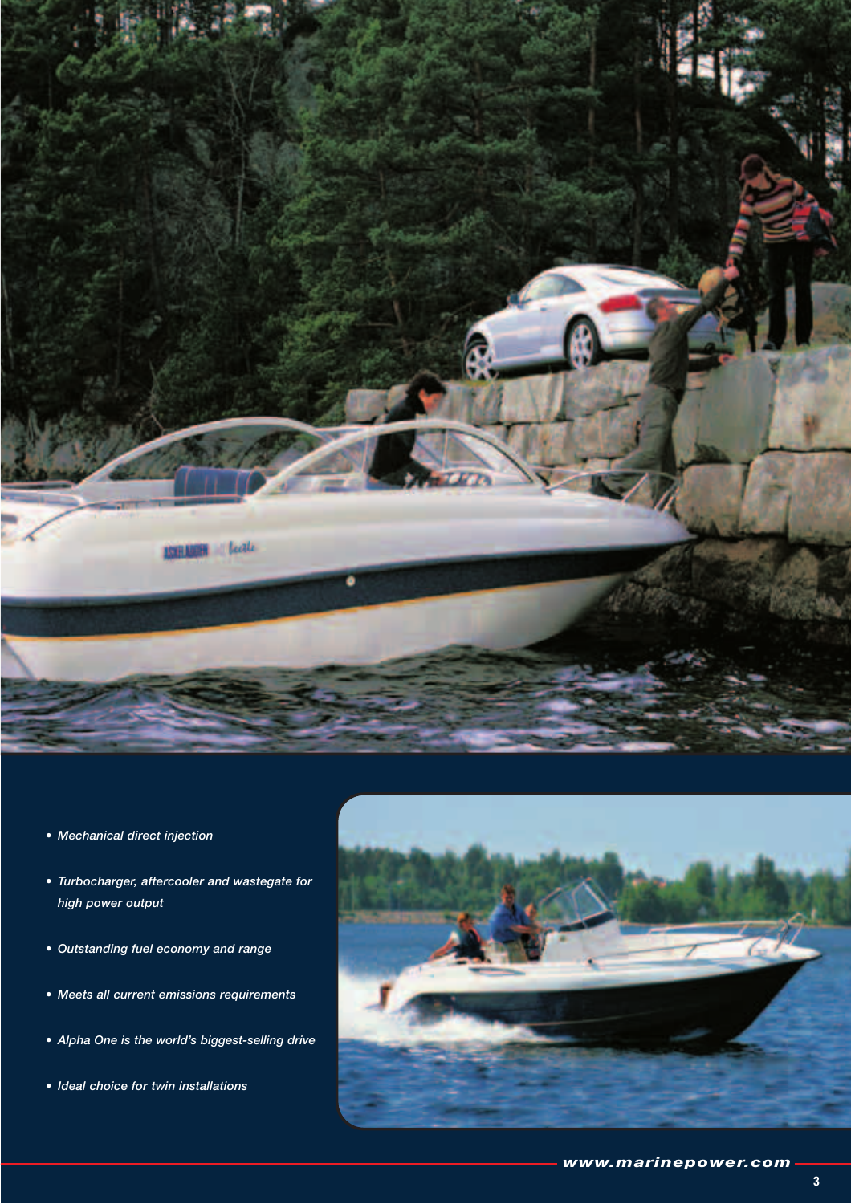- *Mechanical direct injection*
- *Turbocharger, aftercooler and wastegate for high power output*
- *Outstanding fuel economy and range*
- *Meets all current emissions requirements*
- *Alpha One is the world's biggest-selling drive*
- *Ideal choice for twin installations*

***www.marinepower.com***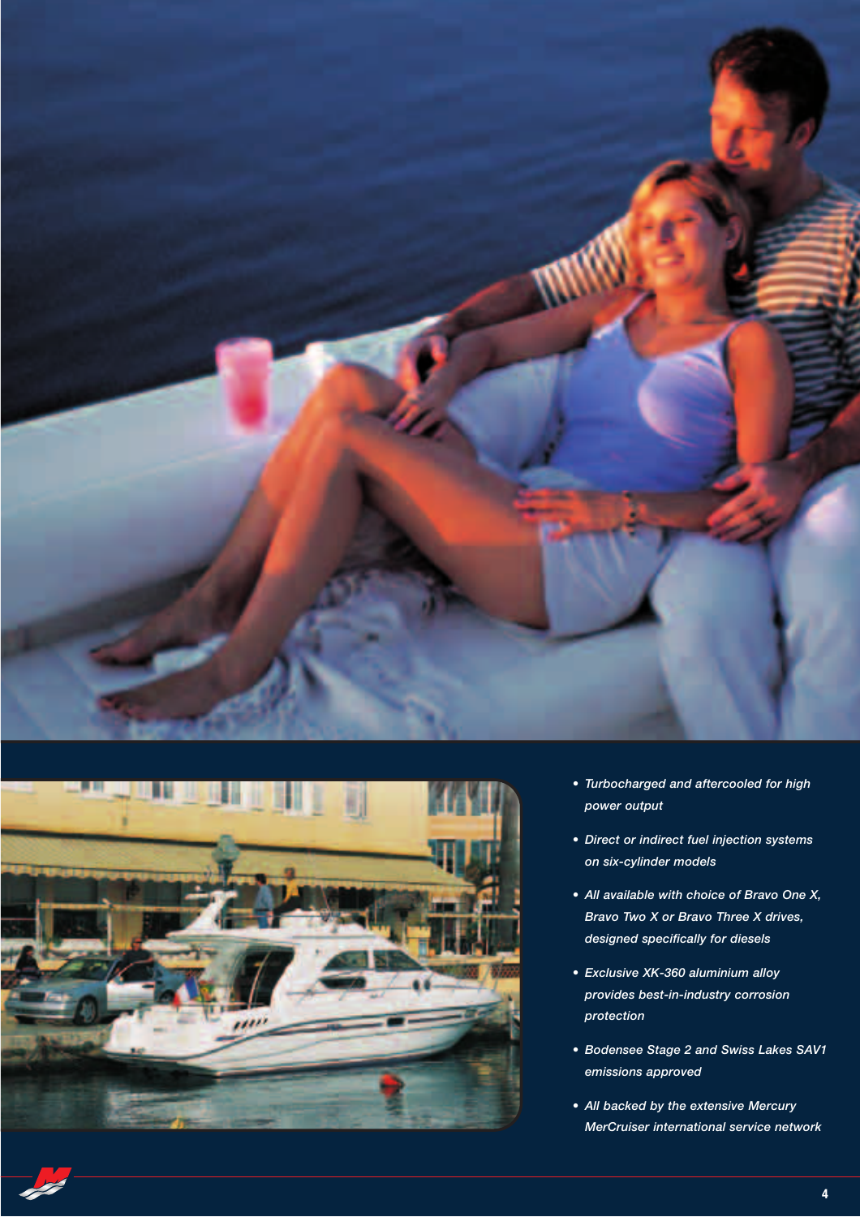- *Turbocharged and aftercooled for high power output*
- *Direct or indirect fuel injection systems on six-cylinder models*
- *All available with choice of Bravo One X, Bravo Two X or Bravo Three X drives, designed specifically for diesels*
- *Exclusive XK-360 aluminium alloy provides best-in-industry corrosion protection*
- *Bodensee Stage 2 and Swiss Lakes SAV1 emissions approved*
- *All backed by the extensive Mercury MerCruiser international service network*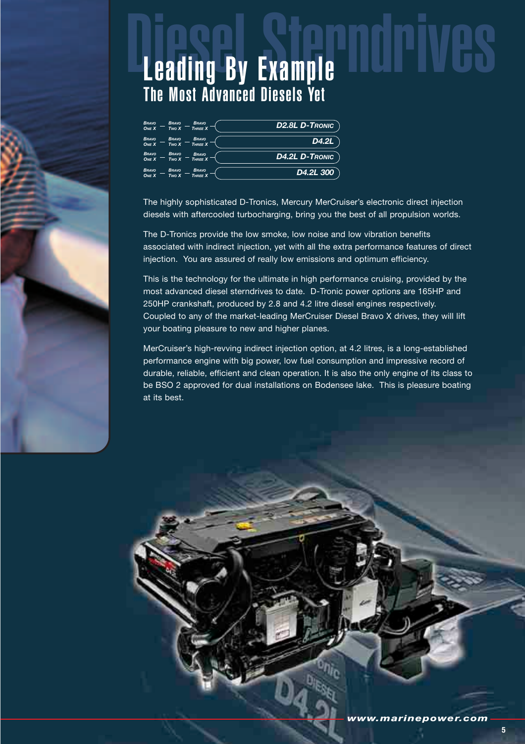# Diesel Sterndrives

## Leading By Example

### The Most Advanced Diesels Yet

| | | | |
|---|---|---|---|
| Bravo One X | Bravo Two X | Bravo Three X | D2.8L D-Tronic |
| Bravo One X | Bravo Two X | Bravo Three X | D4.2L |
| Bravo One X | Bravo Two X | Bravo Three X | D4.2L D-Tronic |
| Bravo One X | Bravo Two X | Bravo Three X | D4.2L 300 |

The highly sophisticated D-Tronics, Mercury MerCruiser's electronic direct injection diesels with aftercooled turbocharging, bring you the best of all propulsion worlds.

The D-Tronics provide the low smoke, low noise and low vibration benefits associated with indirect injection, yet with all the extra performance features of direct injection. You are assured of really low emissions and optimum efficiency.

This is the technology for the ultimate in high performance cruising, provided by the most advanced diesel sterndrives to date. D-Tronic power options are 165HP and 250HP crankshaft, produced by 2.8 and 4.2 litre diesel engines respectively. Coupled to any of the market-leading MerCruiser Diesel Bravo X drives, they will lift your boating pleasure to new and higher planes.

MerCruiser's high-revving indirect injection option, at 4.2 litres, is a long-established performance engine with big power, low fuel consumption and impressive record of durable, reliable, efficient and clean operation. It is also the only engine of its class to be BSO 2 approved for dual installations on Bodensee lake. This is pleasure boating at its best.

**www.marinepower.com**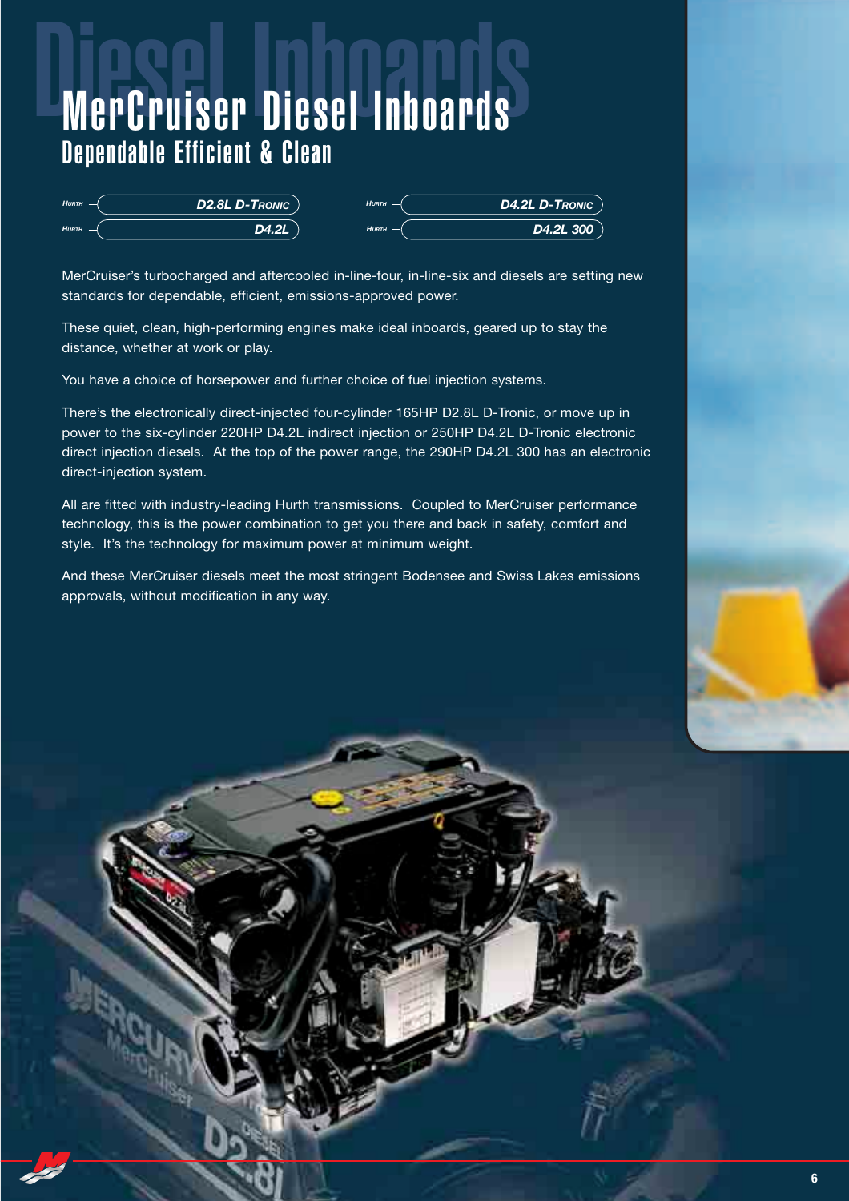# MerCruiser Diesel Inboards

## Dependable Efficient & Clean

HURTH — D2.8L D-TRONIC

HURTH — D4.2L

HURTH — D4.2L D-TRONIC

HURTH — D4.2L 300

MerCruiser's turbocharged and aftercooled in-line-four, in-line-six and diesels are setting new standards for dependable, efficient, emissions-approved power.

These quiet, clean, high-performing engines make ideal inboards, geared up to stay the distance, whether at work or play.

You have a choice of horsepower and further choice of fuel injection systems.

There's the electronically direct-injected four-cylinder 165HP D2.8L D-Tronic, or move up in power to the six-cylinder 220HP D4.2L indirect injection or 250HP D4.2L D-Tronic electronic direct injection diesels. At the top of the power range, the 290HP D4.2L 300 has an electronic direct-injection system.

All are fitted with industry-leading Hurth transmissions. Coupled to MerCruiser performance technology, this is the power combination to get you there and back in safety, comfort and style. It's the technology for maximum power at minimum weight.

And these MerCruiser diesels meet the most stringent Bodensee and Swiss Lakes emissions approvals, without modification in any way.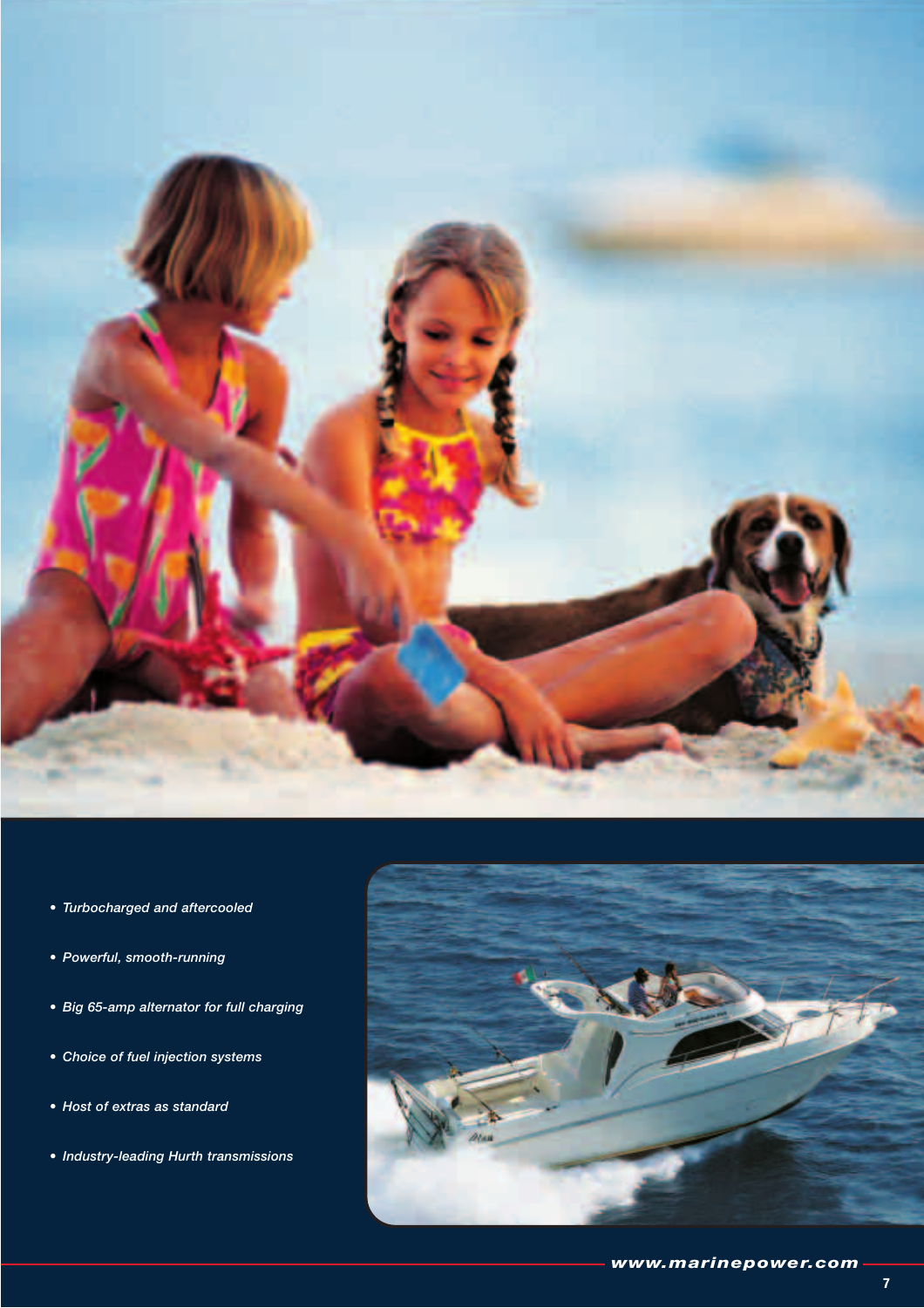- *Turbocharged and aftercooled*
- *Powerful, smooth-running*
- *Big 65-amp alternator for full charging*
- *Choice of fuel injection systems*
- *Host of extras as standard*
- *Industry-leading Hurth transmissions*

***www.marinepower.com***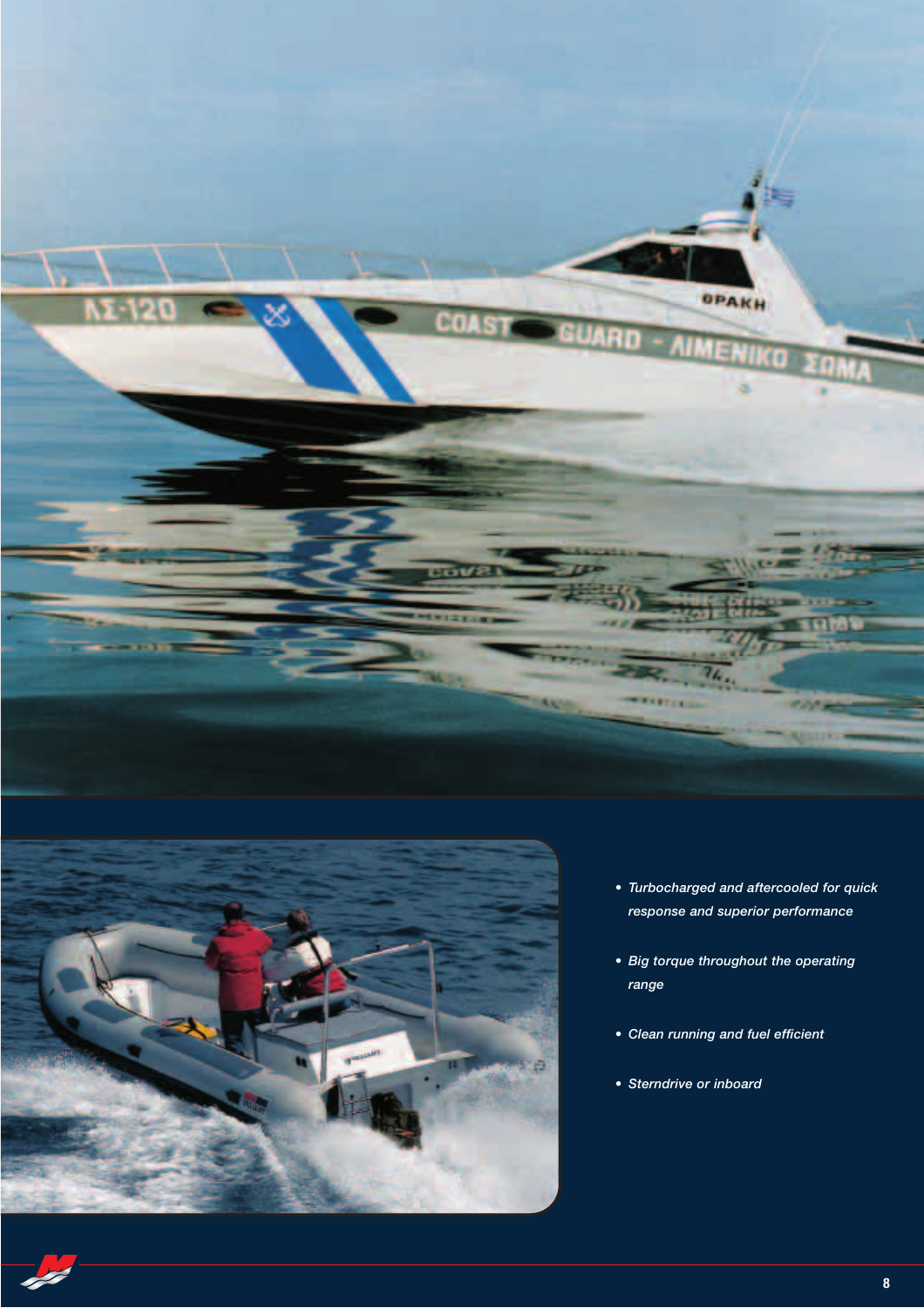- *Turbocharged and aftercooled for quick response and superior performance*
- *Big torque throughout the operating range*
- *Clean running and fuel efficient*
- *Sterndrive or inboard*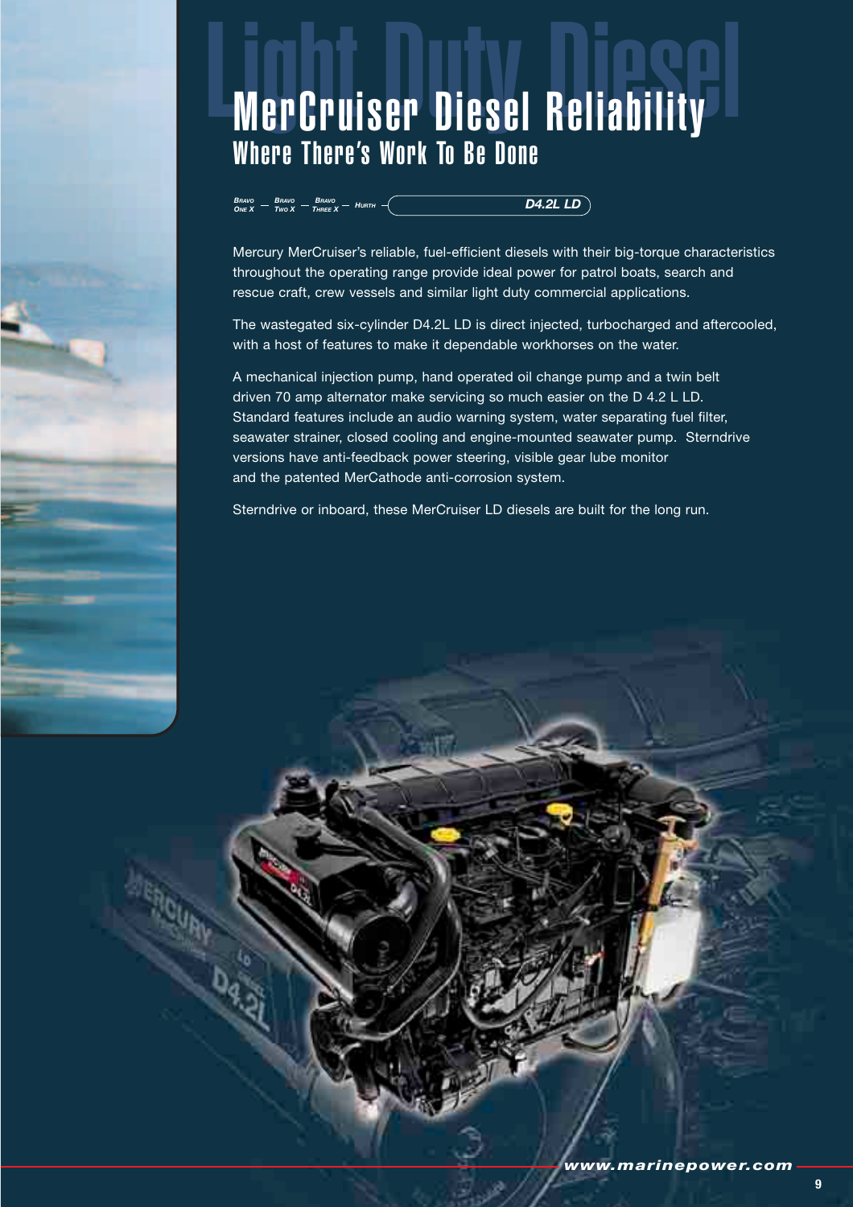# MerCruiser Diesel Reliability

## Where There's Work To Be Done

Bravo One X — Bravo Two X — Bravo Three X — Hurth — **D4.2L LD**

Mercury MerCruiser's reliable, fuel-efficient diesels with their big-torque characteristics throughout the operating range provide ideal power for patrol boats, search and rescue craft, crew vessels and similar light duty commercial applications.

The wastegated six-cylinder D4.2L LD is direct injected, turbocharged and aftercooled, with a host of features to make it dependable workhorses on the water.

A mechanical injection pump, hand operated oil change pump and a twin belt driven 70 amp alternator make servicing so much easier on the D 4.2 L LD. Standard features include an audio warning system, water separating fuel filter, seawater strainer, closed cooling and engine-mounted seawater pump. Sterndrive versions have anti-feedback power steering, visible gear lube monitor and the patented MerCathode anti-corrosion system.

Sterndrive or inboard, these MerCruiser LD diesels are built for the long run.

www.marinepower.com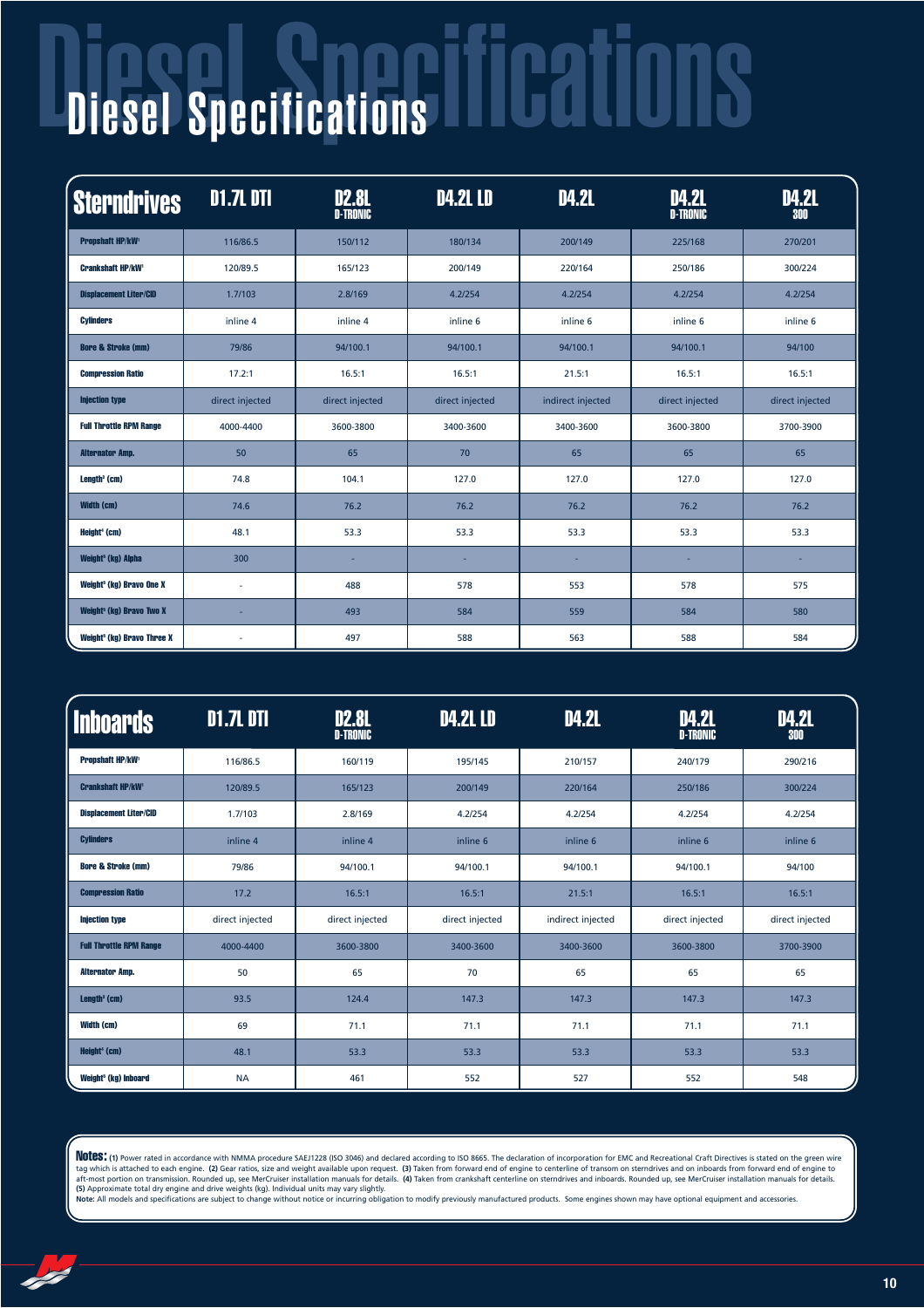# Diesel Specifications

| Sterndrives | D1.7L DTI | D2.8L D-TRONIC | D4.2L LD | D4.2L | D4.2L D-TRONIC | D4.2L 300 |
|---|---|---|---|---|---|---|
| Propshaft HP/kW[1] | 116/86.5 | 150/112 | 180/134 | 200/149 | 225/168 | 270/201 |
| Crankshaft HP/kW[1] | 120/89.5 | 165/123 | 200/149 | 220/164 | 250/186 | 300/224 |
| Displacement Liter/CID | 1.7/103 | 2.8/169 | 4.2/254 | 4.2/254 | 4.2/254 | 4.2/254 |
| Cylinders | inline 4 | inline 4 | inline 6 | inline 6 | inline 6 | inline 6 |
| Bore & Stroke (mm) | 79/86 | 94/100.1 | 94/100.1 | 94/100.1 | 94/100.1 | 94/100 |
| Compression Ratio | 17.2:1 | 16.5:1 | 16.5:1 | 21.5:1 | 16.5:1 | 16.5:1 |
| Injection type | direct injected | direct injected | direct injected | indirect injected | direct injected | direct injected |
| Full Throttle RPM Range | 4000-4400 | 3600-3800 | 3400-3600 | 3400-3600 | 3600-3800 | 3700-3900 |
| Alternator Amp. | 50 | 65 | 70 | 65 | 65 | 65 |
| Length[3] (cm) | 74.8 | 104.1 | 127.0 | 127.0 | 127.0 | 127.0 |
| Width (cm) | 74.6 | 76.2 | 76.2 | 76.2 | 76.2 | 76.2 |
| Height[4] (cm) | 48.1 | 53.3 | 53.3 | 53.3 | 53.3 | 53.3 |
| Weight[5] (kg) Alpha | 300 | - | - | - | - | - |
| Weight[5] (kg) Bravo One X | - | 488 | 578 | 553 | 578 | 575 |
| Weight[5] (kg) Bravo Two X | - | 493 | 584 | 559 | 584 | 580 |
| Weight[5] (kg) Bravo Three X | - | 497 | 588 | 563 | 588 | 584 |

| Inboards | D1.7L DTI | D2.8L D-TRONIC | D4.2L LD | D4.2L | D4.2L D-TRONIC | D4.2L 300 |
|---|---|---|---|---|---|---|
| Propshaft HP/kW[1] | 116/86.5 | 160/119 | 195/145 | 210/157 | 240/179 | 290/216 |
| Crankshaft HP/kW[1] | 120/89.5 | 165/123 | 200/149 | 220/164 | 250/186 | 300/224 |
| Displacement Liter/CID | 1.7/103 | 2.8/169 | 4.2/254 | 4.2/254 | 4.2/254 | 4.2/254 |
| Cylinders | inline 4 | inline 4 | inline 6 | inline 6 | inline 6 | inline 6 |
| Bore & Stroke (mm) | 79/86 | 94/100.1 | 94/100.1 | 94/100.1 | 94/100.1 | 94/100 |
| Compression Ratio | 17.2 | 16.5:1 | 16.5:1 | 21.5:1 | 16.5:1 | 16.5:1 |
| Injection type | direct injected | direct injected | direct injected | indirect injected | direct injected | direct injected |
| Full Throttle RPM Range | 4000-4400 | 3600-3800 | 3400-3600 | 3400-3600 | 3600-3800 | 3700-3900 |
| Alternator Amp. | 50 | 65 | 70 | 65 | 65 | 65 |
| Length[3] (cm) | 93.5 | 124.4 | 147.3 | 147.3 | 147.3 | 147.3 |
| Width (cm) | 69 | 71.1 | 71.1 | 71.1 | 71.1 | 71.1 |
| Height[4] (cm) | 48.1 | 53.3 | 53.3 | 53.3 | 53.3 | 53.3 |
| Weight[5] (kg) Inboard | NA | 461 | 552 | 527 | 552 | 548 |

**Notes:** **(1)** Power rated in accordance with NMMA procedure SAEJ1228 (ISO 3046) and declared according to ISO 8665. The declaration of incorporation for EMC and Recreational Craft Directives is stated on the green wire tag which is attached to each engine. **(2)** Gear ratios, size and weight available upon request. **(3)** Taken from forward end of engine to centerline of transom on sterndrives and on inboards from forward end of engine to aft-most portion on transmission. Rounded up, see MerCruiser installation manuals for details. **(4)** Taken from crankshaft centerline on sterndrives and inboards. Rounded up, see MerCruiser installation manuals for details. **(5)** Approximate total dry engine and drive weights (kg). Individual units may vary slightly.
**Note:** All models and specifications are subject to change without notice or incurring obligation to modify previously manufactured products. Some engines shown may have optional equipment and accessories.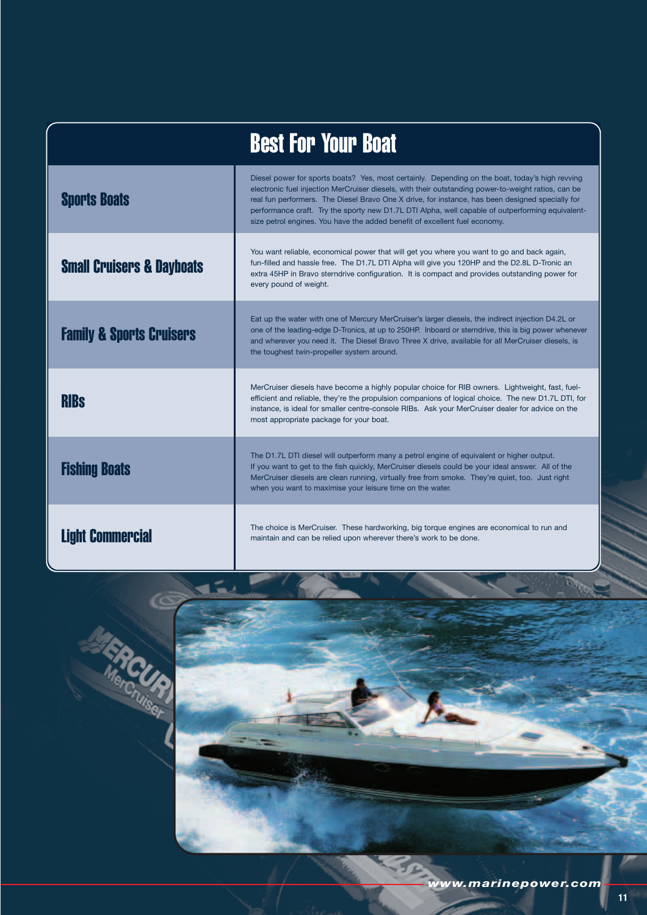# Best For Your Boat

| Boat Type | Description |
|---|---|
| **Sports Boats** | Diesel power for sports boats? Yes, most certainly. Depending on the boat, today's high revving electronic fuel injection MerCruiser diesels, with their outstanding power-to-weight ratios, can be real fun performers. The Diesel Bravo One X drive, for instance, has been designed specially for performance craft. Try the sporty new D1.7L DTI Alpha, well capable of outperforming equivalent-size petrol engines. You have the added benefit of excellent fuel economy. |
| **Small Cruisers & Dayboats** | You want reliable, economical power that will get you where you want to go and back again, fun-filled and hassle free. The D1.7L DTI Alpha will give you 120HP and the D2.8L D-Tronic an extra 45HP in Bravo sterndrive configuration. It is compact and provides outstanding power for every pound of weight. |
| **Family & Sports Cruisers** | Eat up the water with one of Mercury MerCruiser's larger diesels, the indirect injection D4.2L or one of the leading-edge D-Tronics, at up to 250HP. Inboard or sterndrive, this is big power whenever and wherever you need it. The Diesel Bravo Three X drive, available for all MerCruiser diesels, is the toughest twin-propeller system around. |
| **RIBs** | MerCruiser diesels have become a highly popular choice for RIB owners. Lightweight, fast, fuel-efficient and reliable, they're the propulsion companions of logical choice. The new D1.7L DTI, for instance, is ideal for smaller centre-console RIBs. Ask your MerCruiser dealer for advice on the most appropriate package for your boat. |
| **Fishing Boats** | The D1.7L DTI diesel will outperform many a petrol engine of equivalent or higher output. If you want to get to the fish quickly, MerCruiser diesels could be your ideal answer. All of the MerCruiser diesels are clean running, virtually free from smoke. They're quiet, too. Just right when you want to maximise your leisure time on the water. |
| **Light Commercial** | The choice is MerCruiser. These hardworking, big torque engines are economical to run and maintain and can be relied upon wherever there's work to be done. |

*www.marinepower.com*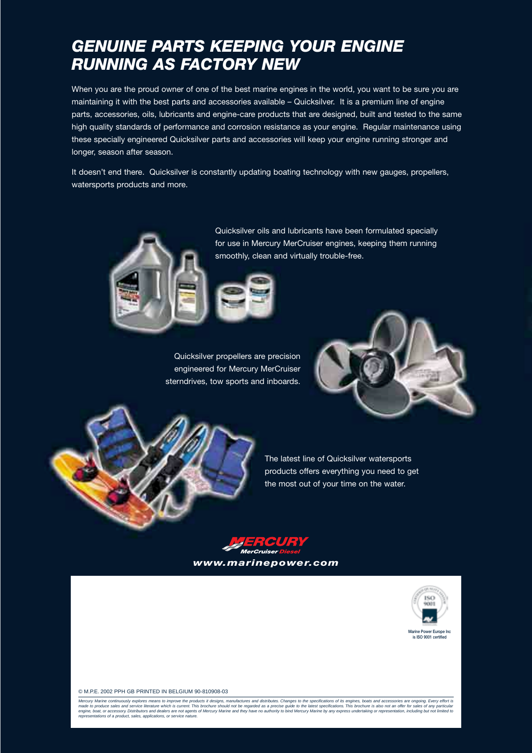# GENUINE PARTS KEEPING YOUR ENGINE RUNNING AS FACTORY NEW

When you are the proud owner of one of the best marine engines in the world, you want to be sure you are maintaining it with the best parts and accessories available – Quicksilver. It is a premium line of engine parts, accessories, oils, lubricants and engine-care products that are designed, built and tested to the same high quality standards of performance and corrosion resistance as your engine. Regular maintenance using these specially engineered Quicksilver parts and accessories will keep your engine running stronger and longer, season after season.

It doesn't end there. Quicksilver is constantly updating boating technology with new gauges, propellers, watersports products and more.

Quicksilver oils and lubricants have been formulated specially for use in Mercury MerCruiser engines, keeping them running smoothly, clean and virtually trouble-free.

Quicksilver propellers are precision engineered for Mercury MerCruiser sterndrives, tow sports and inboards.

The latest line of Quicksilver watersports products offers everything you need to get the most out of your time on the water.

MERCURY MerCruiser Diesel

**www.marinepower.com**

Marine Power Europe Inc is ISO 9001 certified

© M.P.E. 2002 PPH GB PRINTED IN BELGIUM 90-810908-03

*Mercury Marine continuously explores means to improve the products it designs, manufactures and distributes. Changes to the specifications of its engines, boats and accessories are ongoing. Every effort is made to produce sales and service literature which is current. This brochure should not be regarded as a precise guide to the latest specifications. This brochure is also not an offer for sales of any particular engine, boat, or accessory. Distributors and dealers are not agents of Mercury Marine and they have no authority to bind Mercury Marine by any express undertaking or representation, including but not limited to representations of a product, sales, applications, or service nature.*